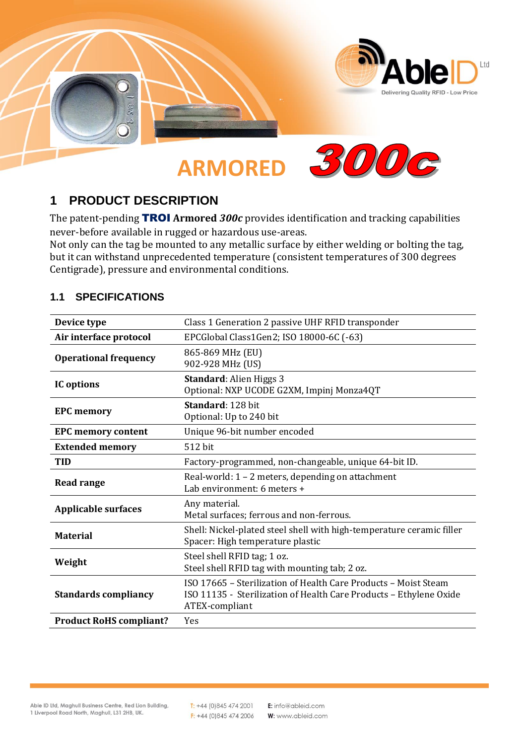# ARMORED 300c

## 1 PRODUCT DESCRIPTION

The patent-pending **TROI Armored** ***300c*** provides identification and tracking capabilities never-before available in rugged or hazardous use-areas.
Not only can the tag be mounted to any metallic surface by either welding or bolting the tag, but it can withstand unprecedented temperature (consistent temperatures of 300 degrees Centigrade), pressure and environmental conditions.

### 1.1 SPECIFICATIONS

| | |
|---|---|
| **Device type** | Class 1 Generation 2 passive UHF RFID transponder |
| **Air interface protocol** | EPCGlobal Class1Gen2; ISO 18000-6C (-63) |
| **Operational frequency** | 865-869 MHz (EU)<br>902-928 MHz (US) |
| **IC options** | **Standard**: Alien Higgs 3<br>Optional: NXP UCODE G2XM, Impinj Monza4QT |
| **EPC memory** | **Standard**: 128 bit<br>Optional: Up to 240 bit |
| **EPC memory content** | Unique 96-bit number encoded |
| **Extended memory** | 512 bit |
| **TID** | Factory-programmed, non-changeable, unique 64-bit ID. |
| **Read range** | Real-world: 1 – 2 meters, depending on attachment<br>Lab environment: 6 meters + |
| **Applicable surfaces** | Any material.<br>Metal surfaces; ferrous and non-ferrous. |
| **Material** | Shell: Nickel-plated steel shell with high-temperature ceramic filler<br>Spacer: High temperature plastic |
| **Weight** | Steel shell RFID tag; 1 oz.<br>Steel shell RFID tag with mounting tab; 2 oz. |
| **Standards compliancy** | ISO 17665 – Sterilization of Health Care Products – Moist Steam<br>ISO 11135 - Sterilization of Health Care Products – Ethylene Oxide<br>ATEX-compliant |
| **Product RoHS compliant?** | Yes |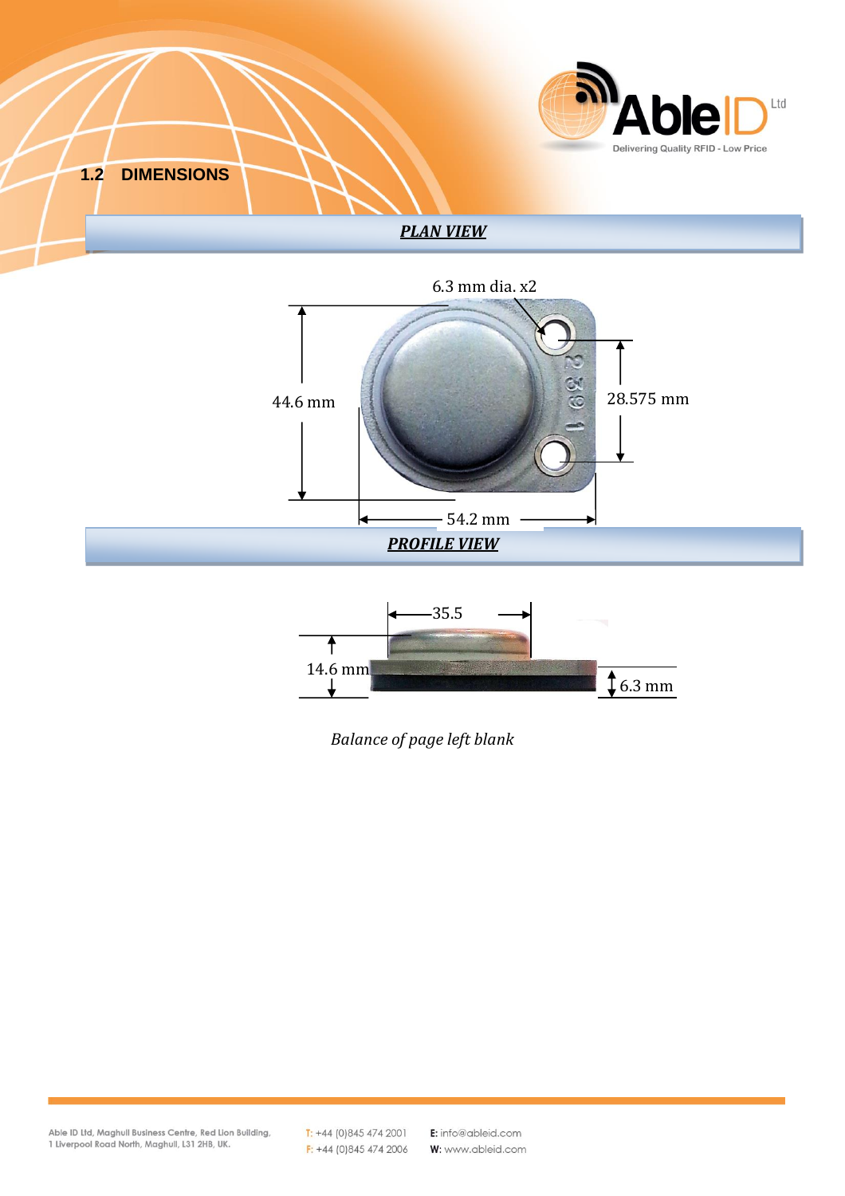## 1.2 DIMENSIONS

***PLAN VIEW***

6.3 mm dia. x2

44.6 mm

28.575 mm

54.2 mm

***PROFILE VIEW***

35.5

14.6 mm

6.3 mm

*Balance of page left blank*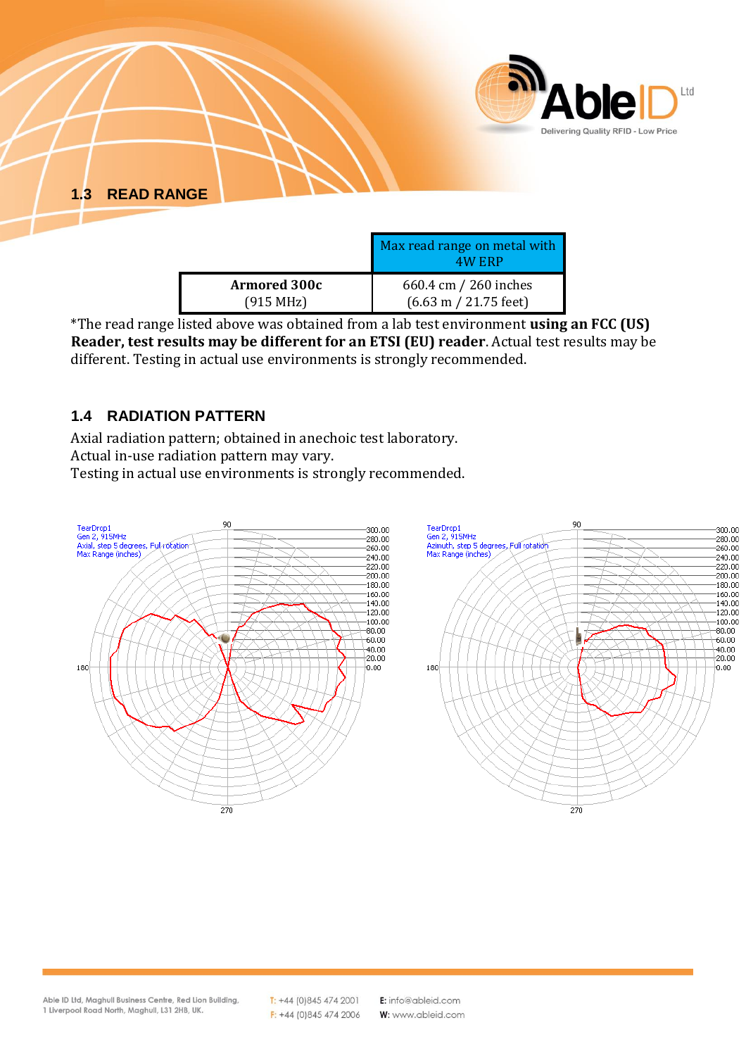## 1.3 READ RANGE

| | Max read range on metal with 4W ERP |
|---|---|
| **Armored 300c** (915 MHz) | 660.4 cm / 260 inches (6.63 m / 21.75 feet) |

*The read range listed above was obtained from a lab test environment **using an FCC (US) Reader, test results may be different for an ETSI (EU) reader**. Actual test results may be different. Testing in actual use environments is strongly recommended.

## 1.4 RADIATION PATTERN

Axial radiation pattern; obtained in anechoic test laboratory.
Actual in-use radiation pattern may vary.
Testing in actual use environments is strongly recommended.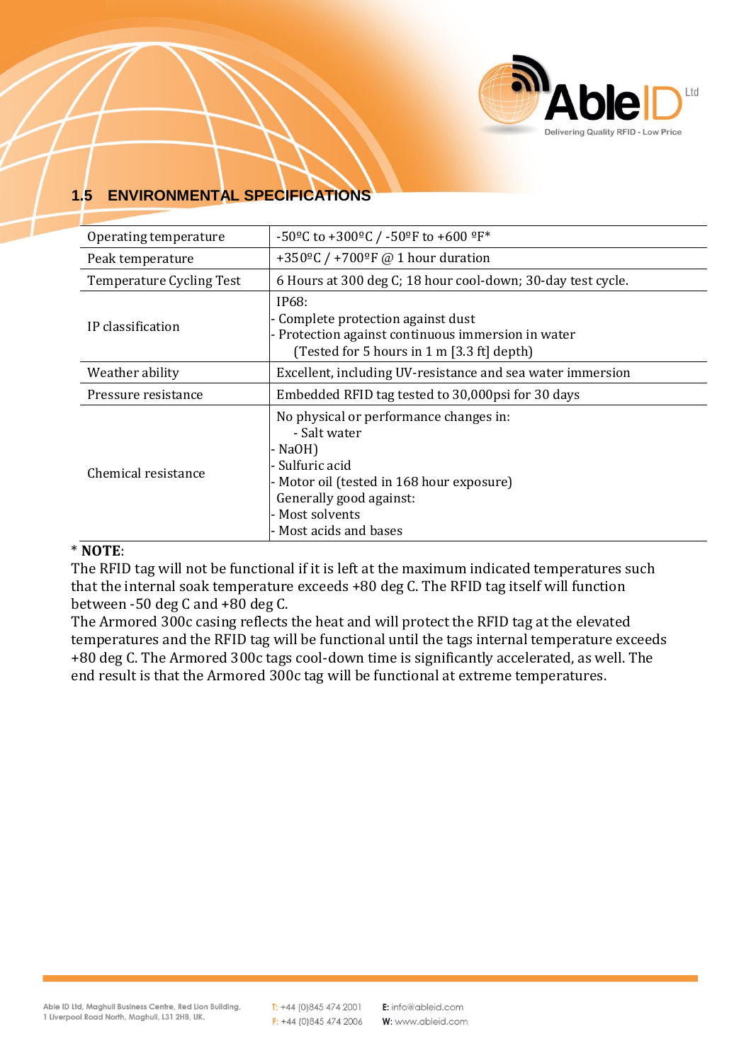## 1.5 ENVIRONMENTAL SPECIFICATIONS

| | |
|---|---|
| Operating temperature | -50ºC to +300ºC / -50ºF to +600 ºF* |
| Peak temperature | +350ºC / +700ºF @ 1 hour duration |
| Temperature Cycling Test | 6 Hours at 300 deg C; 18 hour cool-down; 30-day test cycle. |
| IP classification | IP68:<br>- Complete protection against dust<br>- Protection against continuous immersion in water<br>(Tested for 5 hours in 1 m [3.3 ft] depth) |
| Weather ability | Excellent, including UV-resistance and sea water immersion |
| Pressure resistance | Embedded RFID tag tested to 30,000psi for 30 days |
| Chemical resistance | No physical or performance changes in:<br>- Salt water<br>- NaOH)<br>- Sulfuric acid<br>- Motor oil (tested in 168 hour exposure)<br>Generally good against:<br>- Most solvents<br>- Most acids and bases |

\* **NOTE**:
The RFID tag will not be functional if it is left at the maximum indicated temperatures such that the internal soak temperature exceeds +80 deg C. The RFID tag itself will function between -50 deg C and +80 deg C.
The Armored 300c casing reflects the heat and will protect the RFID tag at the elevated temperatures and the RFID tag will be functional until the tags internal temperature exceeds +80 deg C. The Armored 300c tags cool-down time is significantly accelerated, as well. The end result is that the Armored 300c tag will be functional at extreme temperatures.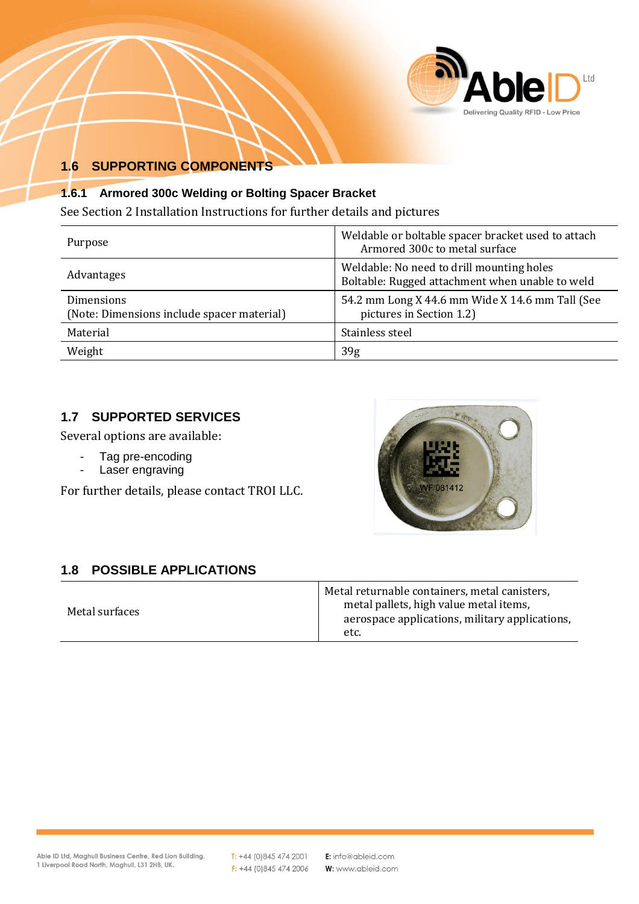## 1.6 SUPPORTING COMPONENTS

### 1.6.1 Armored 300c Welding or Bolting Spacer Bracket

See Section 2 Installation Instructions for further details and pictures

| | |
|---|---|
| Purpose | Weldable or boltable spacer bracket used to attach Armored 300c to metal surface |
| Advantages | Weldable: No need to drill mounting holes<br>Boltable: Rugged attachment when unable to weld |
| Dimensions<br>(Note: Dimensions include spacer material) | 54.2 mm Long X 44.6 mm Wide X 14.6 mm Tall (See pictures in Section 1.2) |
| Material | Stainless steel |
| Weight | 39g |

## 1.7 SUPPORTED SERVICES

Several options are available:

- Tag pre-encoding
- Laser engraving

For further details, please contact TROI LLC.

## 1.8 POSSIBLE APPLICATIONS

| | |
|---|---|
| Metal surfaces | Metal returnable containers, metal canisters, metal pallets, high value metal items, aerospace applications, military applications, etc. |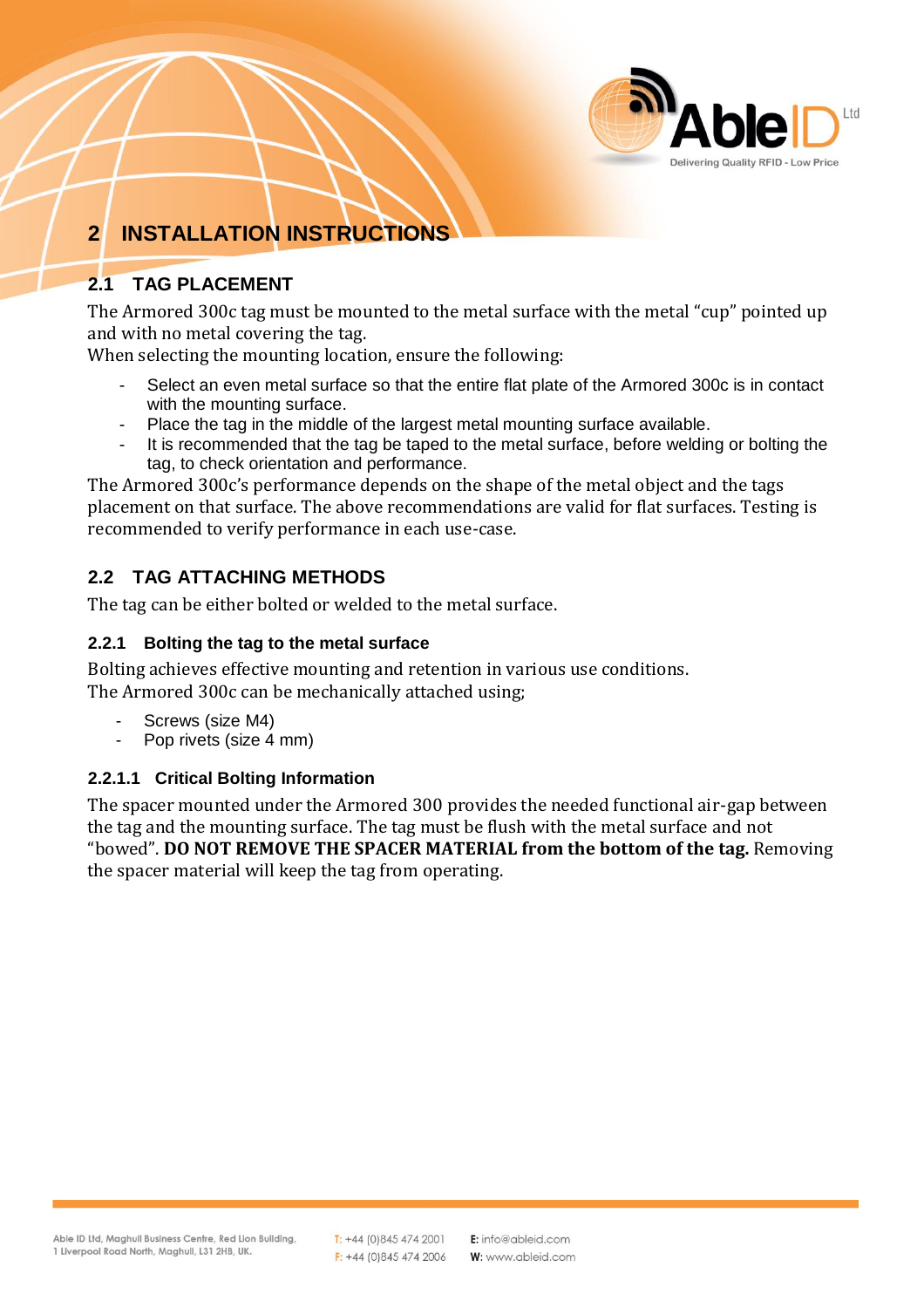## 2 INSTALLATION INSTRUCTIONS

### 2.1 TAG PLACEMENT

The Armored 300c tag must be mounted to the metal surface with the metal "cup" pointed up and with no metal covering the tag.
When selecting the mounting location, ensure the following:

- Select an even metal surface so that the entire flat plate of the Armored 300c is in contact with the mounting surface.
- Place the tag in the middle of the largest metal mounting surface available.
- It is recommended that the tag be taped to the metal surface, before welding or bolting the tag, to check orientation and performance.

The Armored 300c's performance depends on the shape of the metal object and the tags placement on that surface. The above recommendations are valid for flat surfaces. Testing is recommended to verify performance in each use-case.

### 2.2 TAG ATTACHING METHODS

The tag can be either bolted or welded to the metal surface.

#### 2.2.1 Bolting the tag to the metal surface

Bolting achieves effective mounting and retention in various use conditions.
The Armored 300c can be mechanically attached using;

- Screws (size M4)
- Pop rivets (size 4 mm)

##### 2.2.1.1 Critical Bolting Information

The spacer mounted under the Armored 300 provides the needed functional air-gap between the tag and the mounting surface. The tag must be flush with the metal surface and not "bowed". **DO NOT REMOVE THE SPACER MATERIAL from the bottom of the tag.** Removing the spacer material will keep the tag from operating.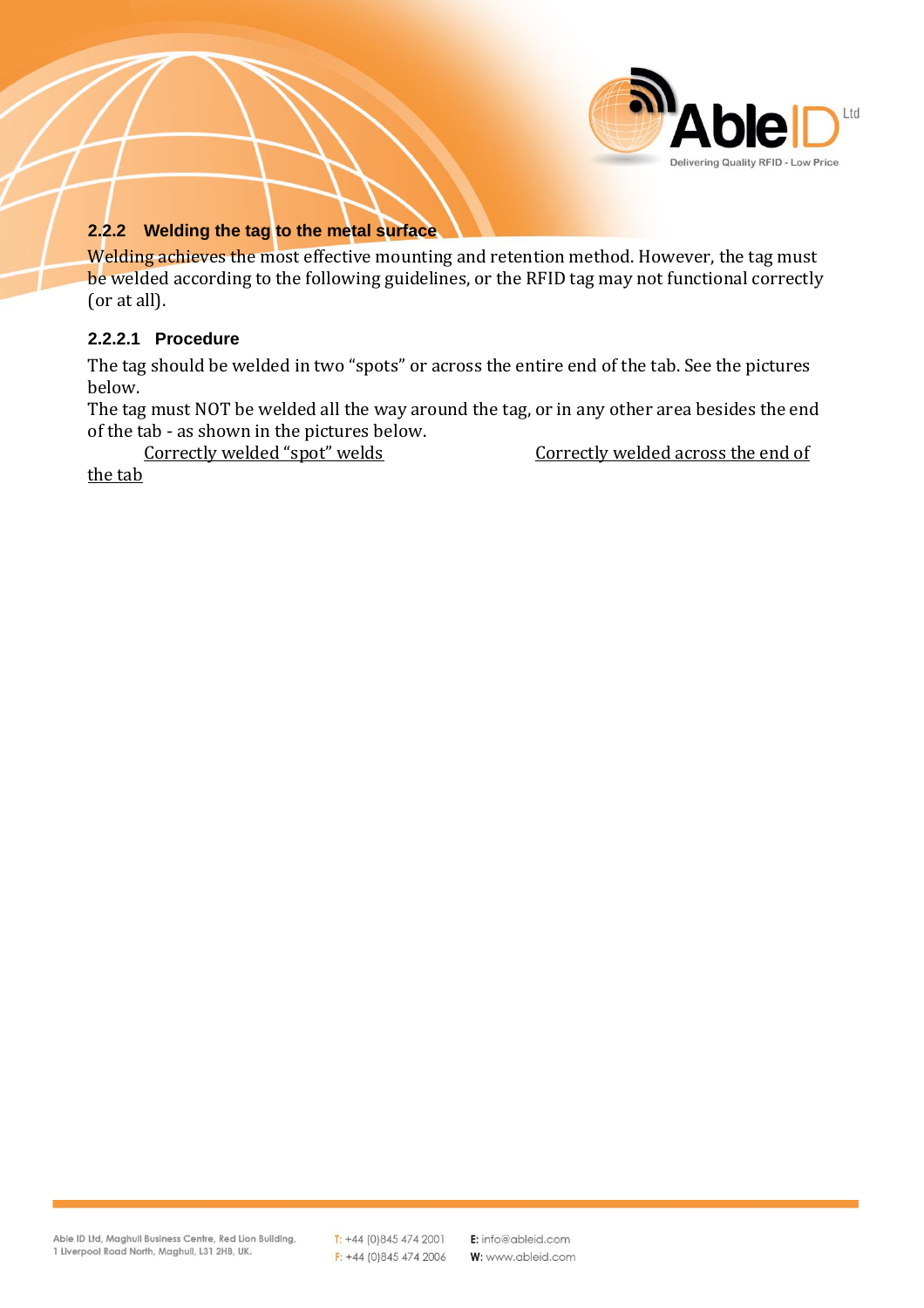### 2.2.2 Welding the tag to the metal surface

Welding achieves the most effective mounting and retention method. However, the tag must be welded according to the following guidelines, or the RFID tag may not functional correctly (or at all).

#### 2.2.2.1 Procedure

The tag should be welded in two "spots" or across the entire end of the tab. See the pictures below.

The tag must NOT be welded all the way around the tag, or in any other area besides the end of the tab - as shown in the pictures below.

Correctly welded "spot" welds

Correctly welded across the end of the tab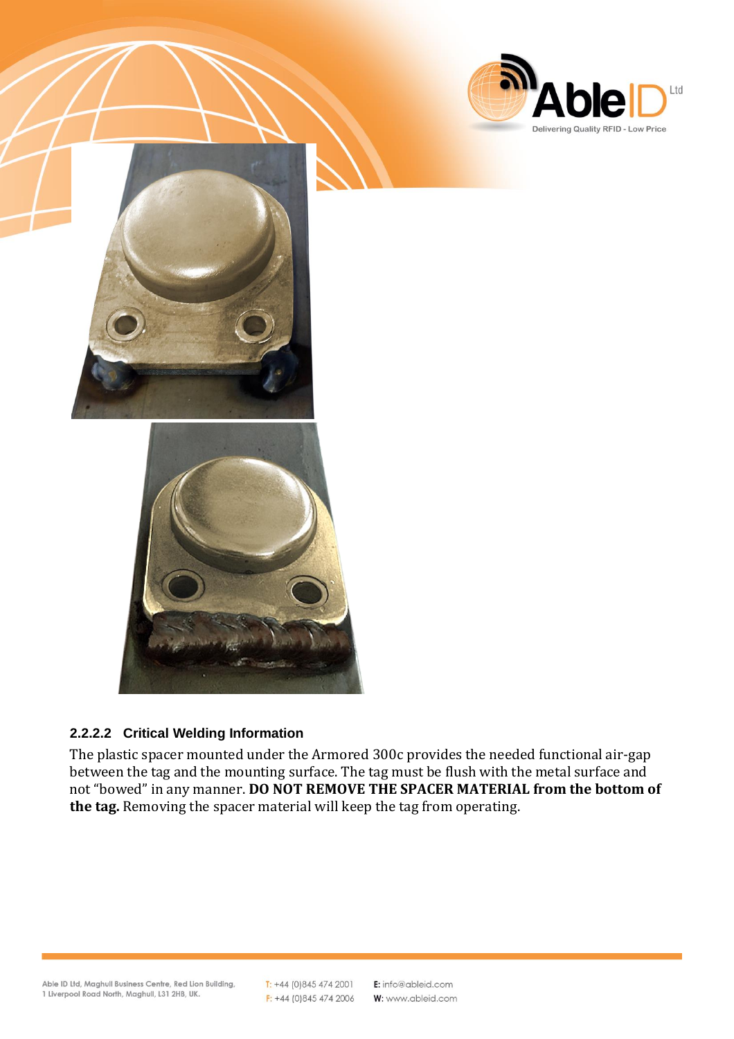### 2.2.2.2 Critical Welding Information

The plastic spacer mounted under the Armored 300c provides the needed functional air-gap between the tag and the mounting surface. The tag must be flush with the metal surface and not "bowed" in any manner. **DO NOT REMOVE THE SPACER MATERIAL from the bottom of the tag.** Removing the spacer material will keep the tag from operating.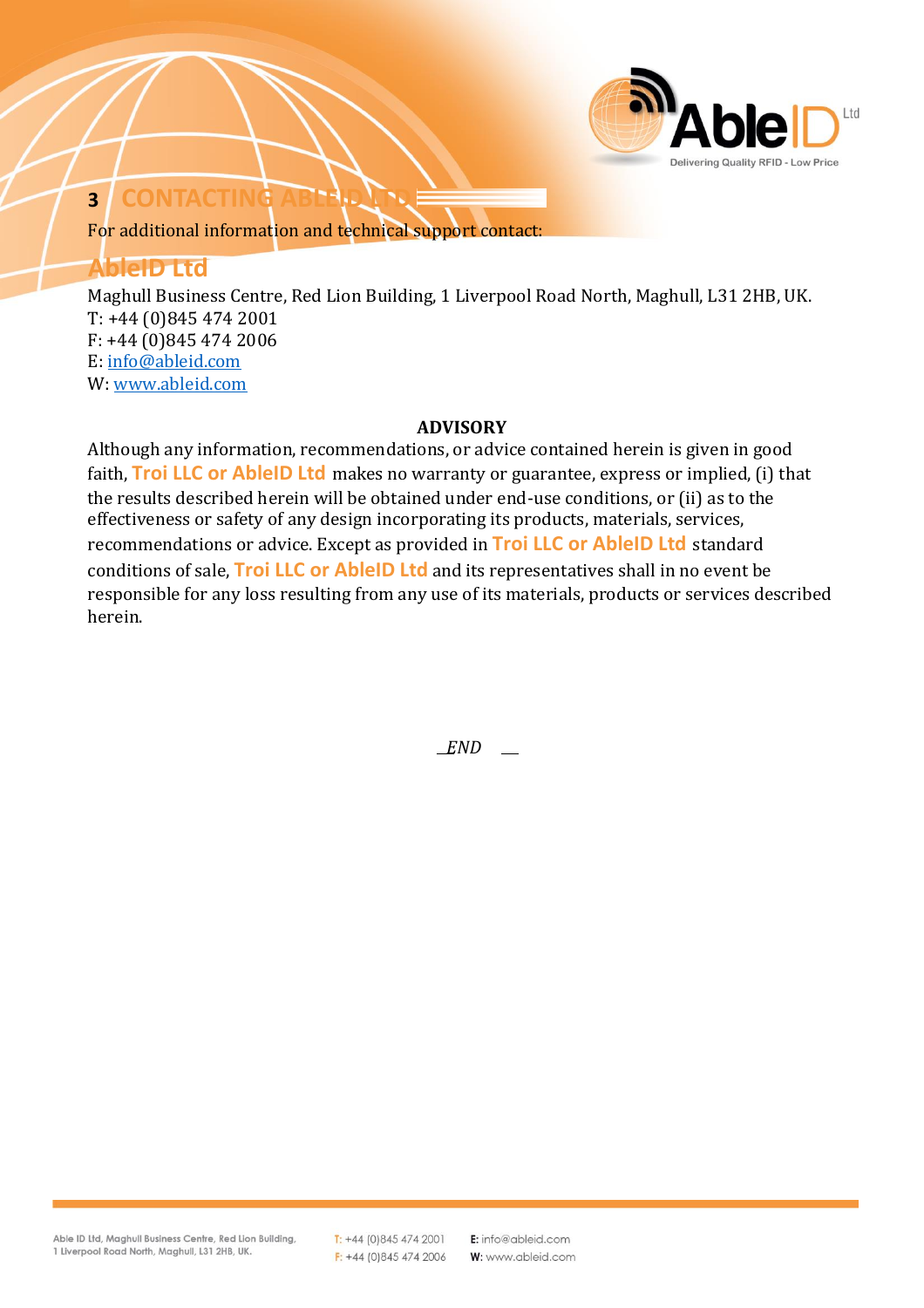## 3 CONTACTING ABLEID LTD

For additional information and technical support contact:

### AbleID Ltd

Maghull Business Centre, Red Lion Building, 1 Liverpool Road North, Maghull, L31 2HB, UK.
T: +44 (0)845 474 2001
F: +44 (0)845 474 2006
E: info@ableid.com
W: www.ableid.com

**ADVISORY**

Although any information, recommendations, or advice contained herein is given in good faith, Troi LLC or AbleID Ltd makes no warranty or guarantee, express or implied, (i) that the results described herein will be obtained under end-use conditions, or (ii) as to the effectiveness or safety of any design incorporating its products, materials, services, recommendations or advice. Except as provided in Troi LLC or AbleID Ltd standard conditions of sale, Troi LLC or AbleID Ltd and its representatives shall in no event be responsible for any loss resulting from any use of its materials, products or services described herein.

*END*